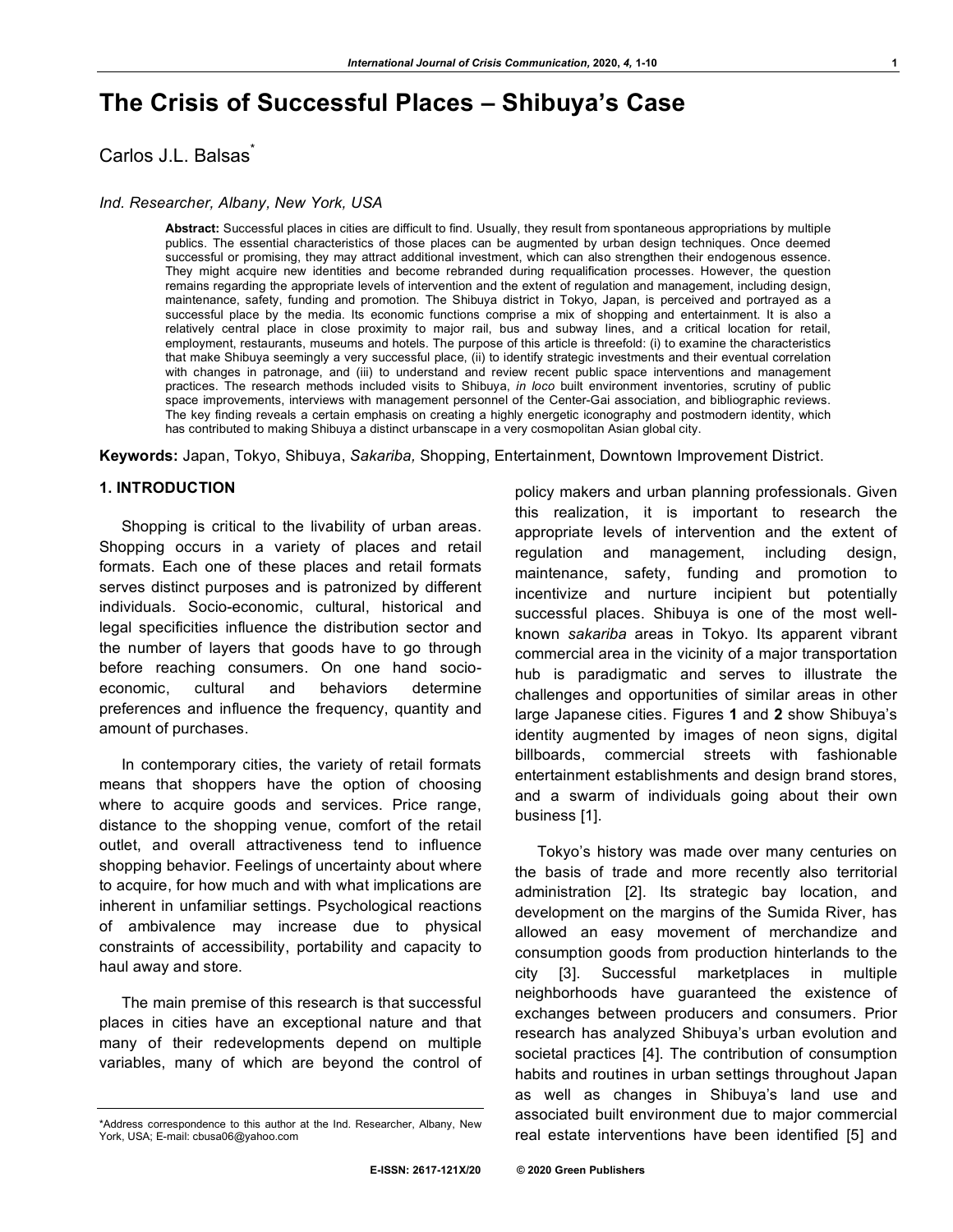# The Crisis of Successful Places – Shibuya's Case

Carlos J.L. Balsas*

*Ind. Researcher, Albany, New York, USA*

**Abstract:** Successful places in cities are difficult to find. Usually, they result from spontaneous appropriations by multiple publics. The essential characteristics of those places can be augmented by urban design techniques. Once deemed successful or promising, they may attract additional investment, which can also strengthen their endogenous essence. They might acquire new identities and become rebranded during requalification processes. However, the question remains regarding the appropriate levels of intervention and the extent of regulation and management, including design, maintenance, safety, funding and promotion. The Shibuya district in Tokyo, Japan, is perceived and portrayed as a successful place by the media. Its economic functions comprise a mix of shopping and entertainment. It is also a relatively central place in close proximity to major rail, bus and subway lines, and a critical location for retail, employment, restaurants, museums and hotels. The purpose of this article is threefold: (i) to examine the characteristics that make Shibuya seemingly a very successful place, (ii) to identify strategic investments and their eventual correlation with changes in patronage, and (iii) to understand and review recent public space interventions and management practices. The research methods included visits to Shibuya, *in loco* built environment inventories, scrutiny of public space improvements, interviews with management personnel of the Center-Gai association, and bibliographic reviews. The key finding reveals a certain emphasis on creating a highly energetic iconography and postmodern identity, which has contributed to making Shibuya a distinct urbanscape in a very cosmopolitan Asian global city.

**Keywords:** Japan, Tokyo, Shibuya, *Sakariba,* Shopping, Entertainment, Downtown Improvement District.

## 1. INTRODUCTION

Shopping is critical to the livability of urban areas. Shopping occurs in a variety of places and retail formats. Each one of these places and retail formats serves distinct purposes and is patronized by different individuals. Socio-economic, cultural, historical and legal specificities influence the distribution sector and the number of layers that goods have to go through before reaching consumers. On one hand socio-economic, cultural and behaviors determine preferences and influence the frequency, quantity and amount of purchases.

In contemporary cities, the variety of retail formats means that shoppers have the option of choosing where to acquire goods and services. Price range, distance to the shopping venue, comfort of the retail outlet, and overall attractiveness tend to influence shopping behavior. Feelings of uncertainty about where to acquire, for how much and with what implications are inherent in unfamiliar settings. Psychological reactions of ambivalence may increase due to physical constraints of accessibility, portability and capacity to haul away and store.

The main premise of this research is that successful places in cities have an exceptional nature and that many of their redevelopments depend on multiple variables, many of which are beyond the control of policy makers and urban planning professionals. Given this realization, it is important to research the appropriate levels of intervention and the extent of regulation and management, including design, maintenance, safety, funding and promotion to incentivize and nurture incipient but potentially successful places. Shibuya is one of the most well-known *sakariba* areas in Tokyo. Its apparent vibrant commercial area in the vicinity of a major transportation hub is paradigmatic and serves to illustrate the challenges and opportunities of similar areas in other large Japanese cities. Figures **1** and **2** show Shibuya's identity augmented by images of neon signs, digital billboards, commercial streets with fashionable entertainment establishments and design brand stores, and a swarm of individuals going about their own business [1].

Tokyo's history was made over many centuries on the basis of trade and more recently also territorial administration [2]. Its strategic bay location, and development on the margins of the Sumida River, has allowed an easy movement of merchandize and consumption goods from production hinterlands to the city [3]. Successful marketplaces in multiple neighborhoods have guaranteed the existence of exchanges between producers and consumers. Prior research has analyzed Shibuya's urban evolution and societal practices [4]. The contribution of consumption habits and routines in urban settings throughout Japan as well as changes in Shibuya's land use and associated built environment due to major commercial real estate interventions have been identified [5] and

*Address correspondence to this author at the Ind. Researcher, Albany, New York, USA; E-mail: cbusa06@yahoo.com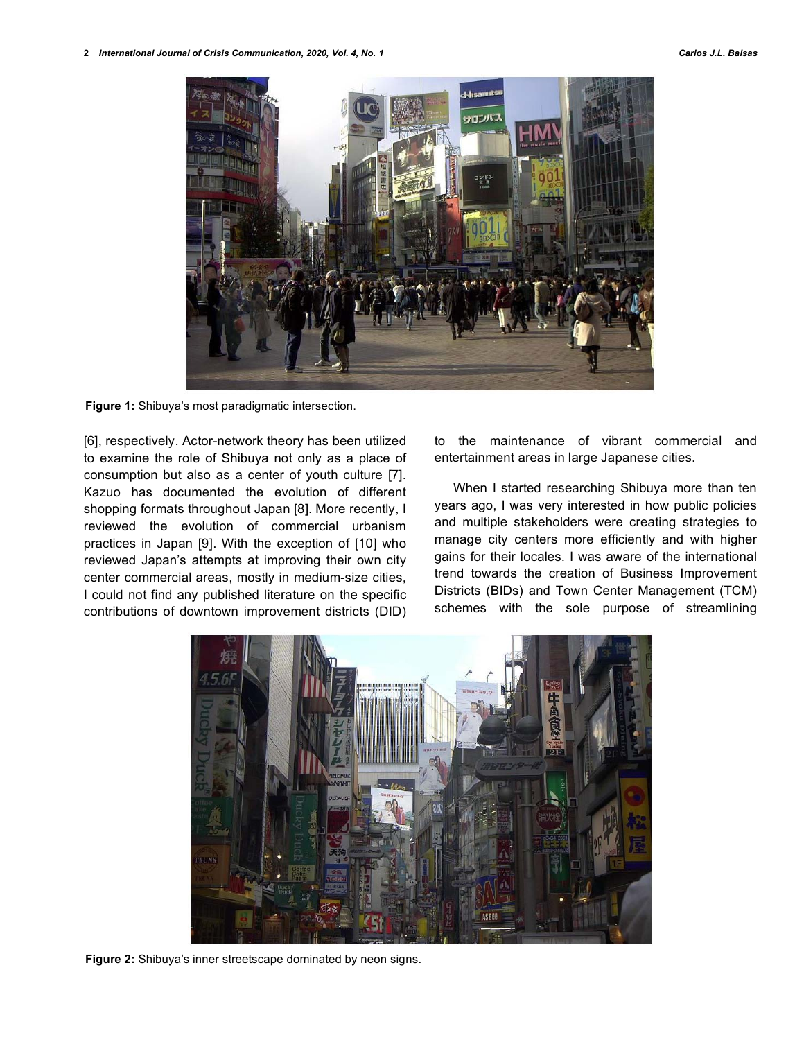Figure 1: Shibuya's most paradigmatic intersection.

[6], respectively. Actor-network theory has been utilized to examine the role of Shibuya not only as a place of consumption but also as a center of youth culture [7]. Kazuo has documented the evolution of different shopping formats throughout Japan [8]. More recently, I reviewed the evolution of commercial urbanism practices in Japan [9]. With the exception of [10] who reviewed Japan's attempts at improving their own city center commercial areas, mostly in medium-size cities, I could not find any published literature on the specific contributions of downtown improvement districts (DID) to the maintenance of vibrant commercial and entertainment areas in large Japanese cities.

When I started researching Shibuya more than ten years ago, I was very interested in how public policies and multiple stakeholders were creating strategies to manage city centers more efficiently and with higher gains for their locales. I was aware of the international trend towards the creation of Business Improvement Districts (BIDs) and Town Center Management (TCM) schemes with the sole purpose of streamlining

Figure 2: Shibuya's inner streetscape dominated by neon signs.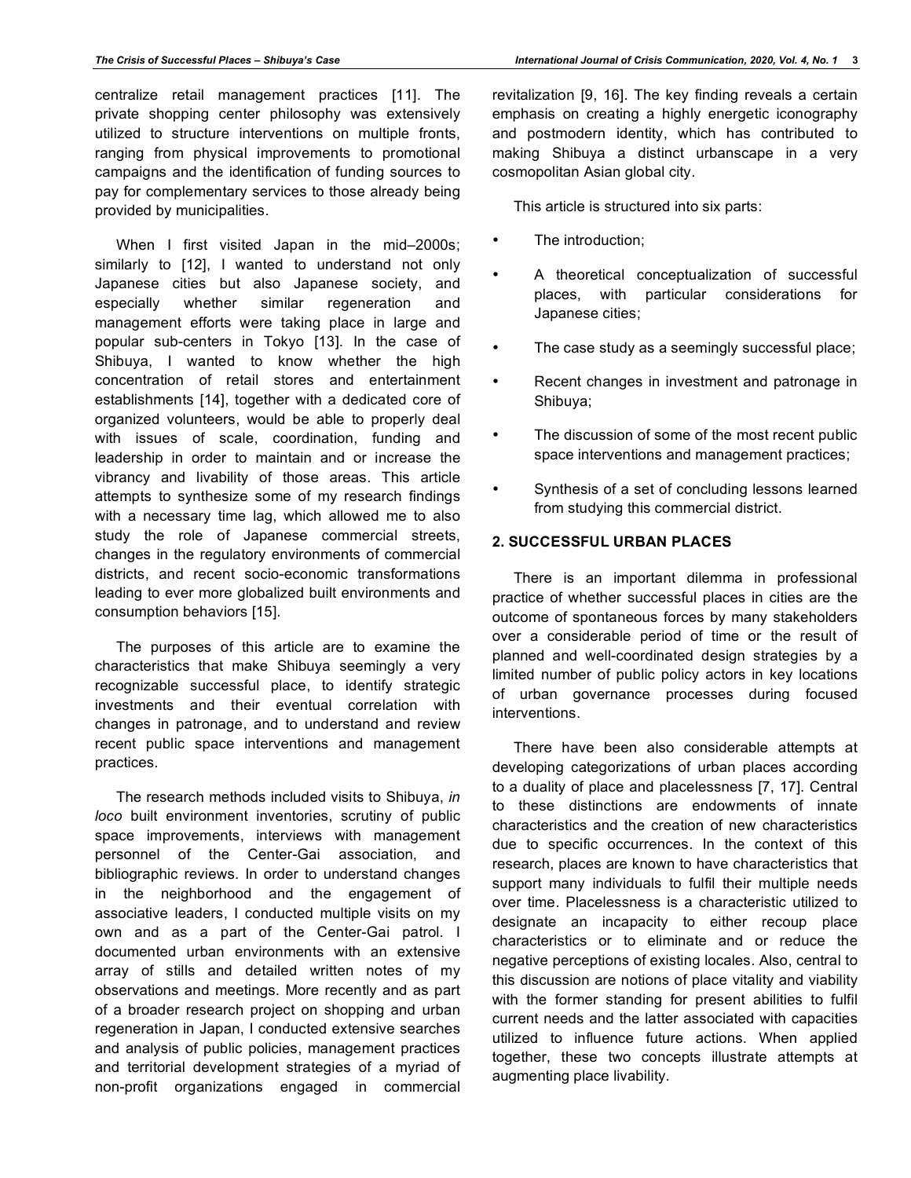centralize retail management practices [11]. The private shopping center philosophy was extensively utilized to structure interventions on multiple fronts, ranging from physical improvements to promotional campaigns and the identification of funding sources to pay for complementary services to those already being provided by municipalities.

When I first visited Japan in the mid–2000s; similarly to [12], I wanted to understand not only Japanese cities but also Japanese society, and especially whether similar regeneration and management efforts were taking place in large and popular sub-centers in Tokyo [13]. In the case of Shibuya, I wanted to know whether the high concentration of retail stores and entertainment establishments [14], together with a dedicated core of organized volunteers, would be able to properly deal with issues of scale, coordination, funding and leadership in order to maintain and or increase the vibrancy and livability of those areas. This article attempts to synthesize some of my research findings with a necessary time lag, which allowed me to also study the role of Japanese commercial streets, changes in the regulatory environments of commercial districts, and recent socio-economic transformations leading to ever more globalized built environments and consumption behaviors [15].

The purposes of this article are to examine the characteristics that make Shibuya seemingly a very recognizable successful place, to identify strategic investments and their eventual correlation with changes in patronage, and to understand and review recent public space interventions and management practices.

The research methods included visits to Shibuya, *in loco* built environment inventories, scrutiny of public space improvements, interviews with management personnel of the Center-Gai association, and bibliographic reviews. In order to understand changes in the neighborhood and the engagement of associative leaders, I conducted multiple visits on my own and as a part of the Center-Gai patrol. I documented urban environments with an extensive array of stills and detailed written notes of my observations and meetings. More recently and as part of a broader research project on shopping and urban regeneration in Japan, I conducted extensive searches and analysis of public policies, management practices and territorial development strategies of a myriad of non-profit organizations engaged in commercial revitalization [9, 16]. The key finding reveals a certain emphasis on creating a highly energetic iconography and postmodern identity, which has contributed to making Shibuya a distinct urbanscape in a very cosmopolitan Asian global city.

This article is structured into six parts:

- The introduction;
- A theoretical conceptualization of successful places, with particular considerations for Japanese cities;
- The case study as a seemingly successful place;
- Recent changes in investment and patronage in Shibuya;
- The discussion of some of the most recent public space interventions and management practices;
- Synthesis of a set of concluding lessons learned from studying this commercial district.

## 2. SUCCESSFUL URBAN PLACES

There is an important dilemma in professional practice of whether successful places in cities are the outcome of spontaneous forces by many stakeholders over a considerable period of time or the result of planned and well-coordinated design strategies by a limited number of public policy actors in key locations of urban governance processes during focused interventions.

There have been also considerable attempts at developing categorizations of urban places according to a duality of place and placelessness [7, 17]. Central to these distinctions are endowments of innate characteristics and the creation of new characteristics due to specific occurrences. In the context of this research, places are known to have characteristics that support many individuals to fulfil their multiple needs over time. Placelessness is a characteristic utilized to designate an incapacity to either recoup place characteristics or to eliminate and or reduce the negative perceptions of existing locales. Also, central to this discussion are notions of place vitality and viability with the former standing for present abilities to fulfil current needs and the latter associated with capacities utilized to influence future actions. When applied together, these two concepts illustrate attempts at augmenting place livability.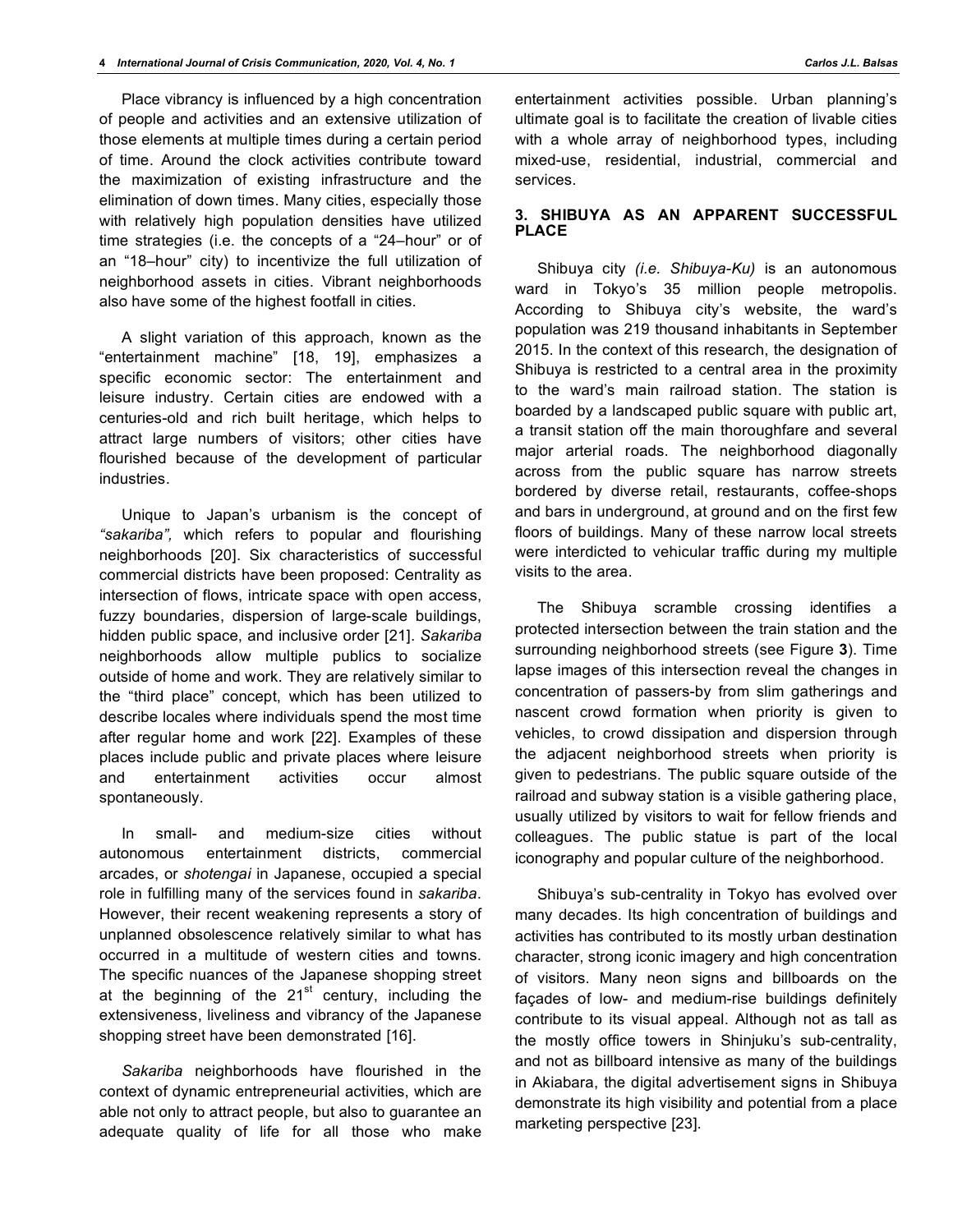Place vibrancy is influenced by a high concentration of people and activities and an extensive utilization of those elements at multiple times during a certain period of time. Around the clock activities contribute toward the maximization of existing infrastructure and the elimination of down times. Many cities, especially those with relatively high population densities have utilized time strategies (i.e. the concepts of a "24–hour" or of an "18–hour" city) to incentivize the full utilization of neighborhood assets in cities. Vibrant neighborhoods also have some of the highest footfall in cities.

A slight variation of this approach, known as the "entertainment machine" [18, 19], emphasizes a specific economic sector: The entertainment and leisure industry. Certain cities are endowed with a centuries-old and rich built heritage, which helps to attract large numbers of visitors; other cities have flourished because of the development of particular industries.

Unique to Japan's urbanism is the concept of *"sakariba",* which refers to popular and flourishing neighborhoods [20]. Six characteristics of successful commercial districts have been proposed: Centrality as intersection of flows, intricate space with open access, fuzzy boundaries, dispersion of large-scale buildings, hidden public space, and inclusive order [21]. *Sakariba* neighborhoods allow multiple publics to socialize outside of home and work. They are relatively similar to the "third place" concept, which has been utilized to describe locales where individuals spend the most time after regular home and work [22]. Examples of these places include public and private places where leisure and entertainment activities occur almost spontaneously.

In small- and medium-size cities without autonomous entertainment districts, commercial arcades, or *shotengai* in Japanese, occupied a special role in fulfilling many of the services found in *sakariba*. However, their recent weakening represents a story of unplanned obsolescence relatively similar to what has occurred in a multitude of western cities and towns. The specific nuances of the Japanese shopping street at the beginning of the 21st century, including the extensiveness, liveliness and vibrancy of the Japanese shopping street have been demonstrated [16].

*Sakariba* neighborhoods have flourished in the context of dynamic entrepreneurial activities, which are able not only to attract people, but also to guarantee an adequate quality of life for all those who make entertainment activities possible. Urban planning's ultimate goal is to facilitate the creation of livable cities with a whole array of neighborhood types, including mixed-use, residential, industrial, commercial and services.

## 3. SHIBUYA AS AN APPARENT SUCCESSFUL PLACE

Shibuya city *(i.e. Shibuya-Ku)* is an autonomous ward in Tokyo's 35 million people metropolis. According to Shibuya city's website, the ward's population was 219 thousand inhabitants in September 2015. In the context of this research, the designation of Shibuya is restricted to a central area in the proximity to the ward's main railroad station. The station is boarded by a landscaped public square with public art, a transit station off the main thoroughfare and several major arterial roads. The neighborhood diagonally across from the public square has narrow streets bordered by diverse retail, restaurants, coffee-shops and bars in underground, at ground and on the first few floors of buildings. Many of these narrow local streets were interdicted to vehicular traffic during my multiple visits to the area.

The Shibuya scramble crossing identifies a protected intersection between the train station and the surrounding neighborhood streets (see Figure **3**). Time lapse images of this intersection reveal the changes in concentration of passers-by from slim gatherings and nascent crowd formation when priority is given to vehicles, to crowd dissipation and dispersion through the adjacent neighborhood streets when priority is given to pedestrians. The public square outside of the railroad and subway station is a visible gathering place, usually utilized by visitors to wait for fellow friends and colleagues. The public statue is part of the local iconography and popular culture of the neighborhood.

Shibuya's sub-centrality in Tokyo has evolved over many decades. Its high concentration of buildings and activities has contributed to its mostly urban destination character, strong iconic imagery and high concentration of visitors. Many neon signs and billboards on the façades of low- and medium-rise buildings definitely contribute to its visual appeal. Although not as tall as the mostly office towers in Shinjuku's sub-centrality, and not as billboard intensive as many of the buildings in Akiabara, the digital advertisement signs in Shibuya demonstrate its high visibility and potential from a place marketing perspective [23].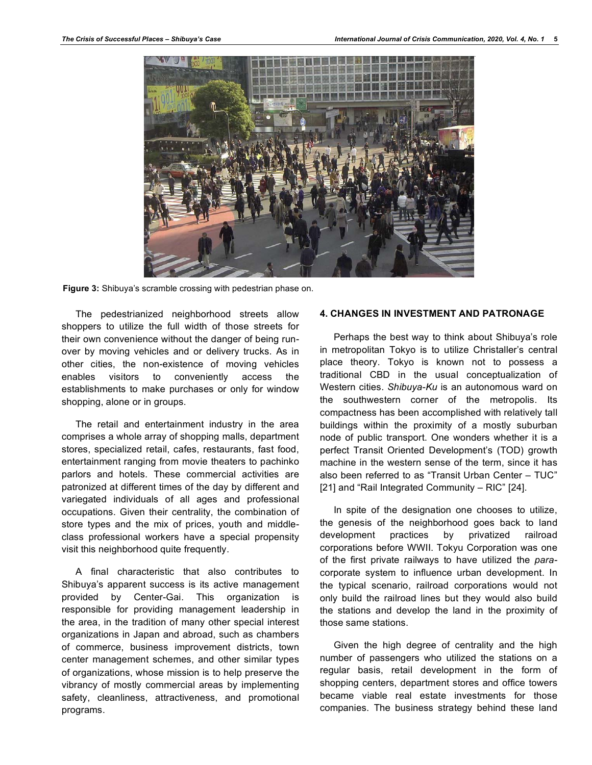**Figure 3:** Shibuya's scramble crossing with pedestrian phase on.

The pedestrianized neighborhood streets allow shoppers to utilize the full width of those streets for their own convenience without the danger of being run-over by moving vehicles and or delivery trucks. As in other cities, the non-existence of moving vehicles enables visitors to conveniently access the establishments to make purchases or only for window shopping, alone or in groups.

The retail and entertainment industry in the area comprises a whole array of shopping malls, department stores, specialized retail, cafes, restaurants, fast food, entertainment ranging from movie theaters to pachinko parlors and hotels. These commercial activities are patronized at different times of the day by different and variegated individuals of all ages and professional occupations. Given their centrality, the combination of store types and the mix of prices, youth and middle-class professional workers have a special propensity visit this neighborhood quite frequently.

A final characteristic that also contributes to Shibuya's apparent success is its active management provided by Center-Gai. This organization is responsible for providing management leadership in the area, in the tradition of many other special interest organizations in Japan and abroad, such as chambers of commerce, business improvement districts, town center management schemes, and other similar types of organizations, whose mission is to help preserve the vibrancy of mostly commercial areas by implementing safety, cleanliness, attractiveness, and promotional programs.

## 4. CHANGES IN INVESTMENT AND PATRONAGE

Perhaps the best way to think about Shibuya's role in metropolitan Tokyo is to utilize Christaller's central place theory. Tokyo is known not to possess a traditional CBD in the usual conceptualization of Western cities. *Shibuya-Ku* is an autonomous ward on the southwestern corner of the metropolis. Its compactness has been accomplished with relatively tall buildings within the proximity of a mostly suburban node of public transport. One wonders whether it is a perfect Transit Oriented Development's (TOD) growth machine in the western sense of the term, since it has also been referred to as "Transit Urban Center – TUC" [21] and "Rail Integrated Community – RIC" [24].

In spite of the designation one chooses to utilize, the genesis of the neighborhood goes back to land development practices by privatized railroad corporations before WWII. Tokyu Corporation was one of the first private railways to have utilized the *para*-corporate system to influence urban development. In the typical scenario, railroad corporations would not only build the railroad lines but they would also build the stations and develop the land in the proximity of those same stations.

Given the high degree of centrality and the high number of passengers who utilized the stations on a regular basis, retail development in the form of shopping centers, department stores and office towers became viable real estate investments for those companies. The business strategy behind these land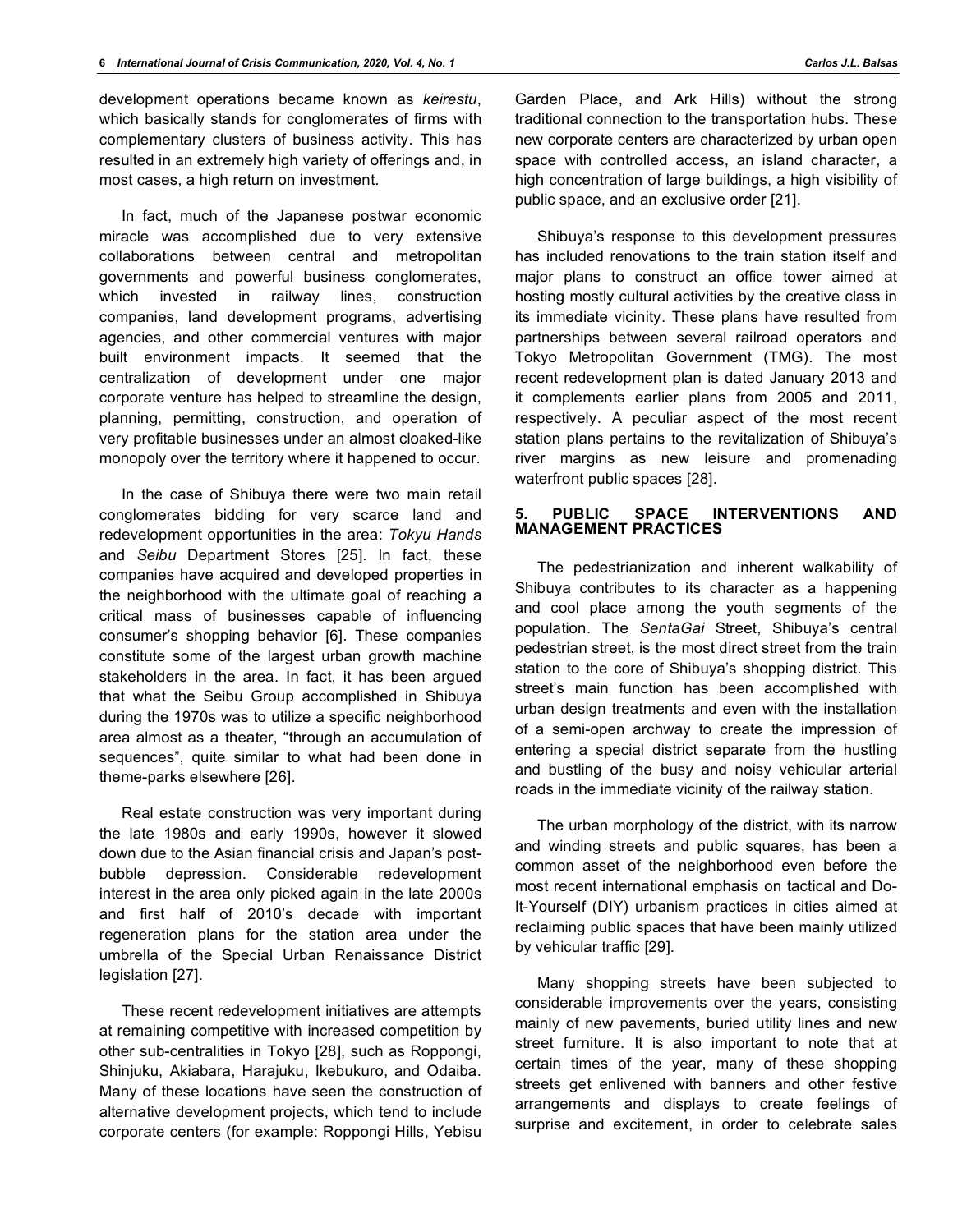development operations became known as *keirestu*, which basically stands for conglomerates of firms with complementary clusters of business activity. This has resulted in an extremely high variety of offerings and, in most cases, a high return on investment.

In fact, much of the Japanese postwar economic miracle was accomplished due to very extensive collaborations between central and metropolitan governments and powerful business conglomerates, which invested in railway lines, construction companies, land development programs, advertising agencies, and other commercial ventures with major built environment impacts. It seemed that the centralization of development under one major corporate venture has helped to streamline the design, planning, permitting, construction, and operation of very profitable businesses under an almost cloaked-like monopoly over the territory where it happened to occur.

In the case of Shibuya there were two main retail conglomerates bidding for very scarce land and redevelopment opportunities in the area: *Tokyu Hands* and *Seibu* Department Stores [25]. In fact, these companies have acquired and developed properties in the neighborhood with the ultimate goal of reaching a critical mass of businesses capable of influencing consumer's shopping behavior [6]. These companies constitute some of the largest urban growth machine stakeholders in the area. In fact, it has been argued that what the Seibu Group accomplished in Shibuya during the 1970s was to utilize a specific neighborhood area almost as a theater, "through an accumulation of sequences", quite similar to what had been done in theme-parks elsewhere [26].

Real estate construction was very important during the late 1980s and early 1990s, however it slowed down due to the Asian financial crisis and Japan's post-bubble depression. Considerable redevelopment interest in the area only picked again in the late 2000s and first half of 2010's decade with important regeneration plans for the station area under the umbrella of the Special Urban Renaissance District legislation [27].

These recent redevelopment initiatives are attempts at remaining competitive with increased competition by other sub-centralities in Tokyo [28], such as Roppongi, Shinjuku, Akiabara, Harajuku, Ikebukuro, and Odaiba. Many of these locations have seen the construction of alternative development projects, which tend to include corporate centers (for example: Roppongi Hills, Yebisu Garden Place, and Ark Hills) without the strong traditional connection to the transportation hubs. These new corporate centers are characterized by urban open space with controlled access, an island character, a high concentration of large buildings, a high visibility of public space, and an exclusive order [21].

Shibuya's response to this development pressures has included renovations to the train station itself and major plans to construct an office tower aimed at hosting mostly cultural activities by the creative class in its immediate vicinity. These plans have resulted from partnerships between several railroad operators and Tokyo Metropolitan Government (TMG). The most recent redevelopment plan is dated January 2013 and it complements earlier plans from 2005 and 2011, respectively. A peculiar aspect of the most recent station plans pertains to the revitalization of Shibuya's river margins as new leisure and promenading waterfront public spaces [28].

## 5. PUBLIC SPACE INTERVENTIONS AND MANAGEMENT PRACTICES

The pedestrianization and inherent walkability of Shibuya contributes to its character as a happening and cool place among the youth segments of the population. The *SentaGai* Street, Shibuya's central pedestrian street, is the most direct street from the train station to the core of Shibuya's shopping district. This street's main function has been accomplished with urban design treatments and even with the installation of a semi-open archway to create the impression of entering a special district separate from the hustling and bustling of the busy and noisy vehicular arterial roads in the immediate vicinity of the railway station.

The urban morphology of the district, with its narrow and winding streets and public squares, has been a common asset of the neighborhood even before the most recent international emphasis on tactical and Do-It-Yourself (DIY) urbanism practices in cities aimed at reclaiming public spaces that have been mainly utilized by vehicular traffic [29].

Many shopping streets have been subjected to considerable improvements over the years, consisting mainly of new pavements, buried utility lines and new street furniture. It is also important to note that at certain times of the year, many of these shopping streets get enlivened with banners and other festive arrangements and displays to create feelings of surprise and excitement, in order to celebrate sales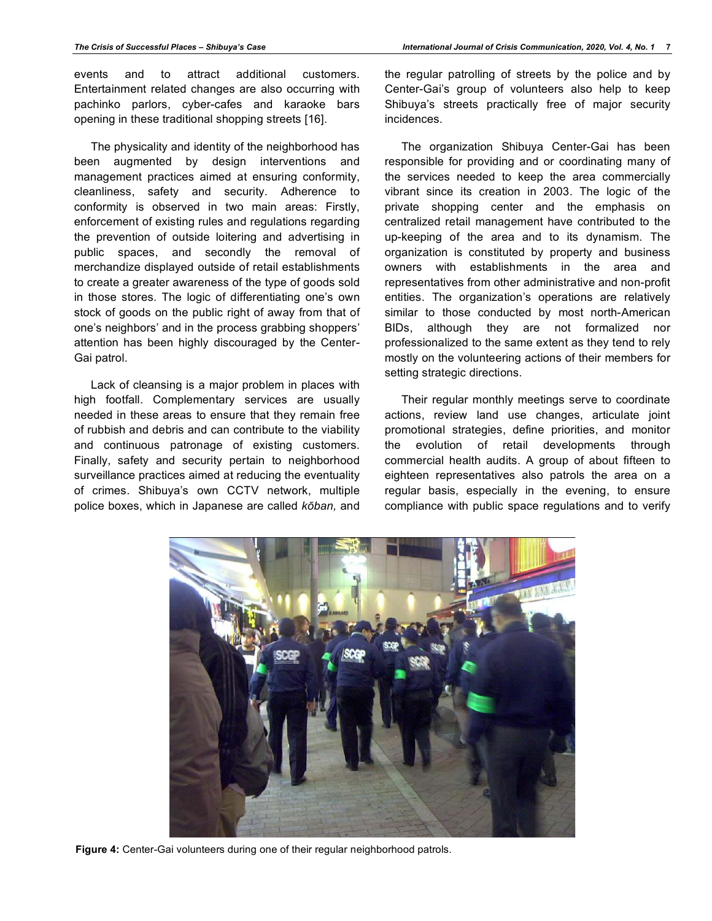events and to attract additional customers. Entertainment related changes are also occurring with pachinko parlors, cyber-cafes and karaoke bars opening in these traditional shopping streets [16].

The physicality and identity of the neighborhood has been augmented by design interventions and management practices aimed at ensuring conformity, cleanliness, safety and security. Adherence to conformity is observed in two main areas: Firstly, enforcement of existing rules and regulations regarding the prevention of outside loitering and advertising in public spaces, and secondly the removal of merchandize displayed outside of retail establishments to create a greater awareness of the type of goods sold in those stores. The logic of differentiating one's own stock of goods on the public right of away from that of one's neighbors' and in the process grabbing shoppers' attention has been highly discouraged by the Center-Gai patrol.

Lack of cleansing is a major problem in places with high footfall. Complementary services are usually needed in these areas to ensure that they remain free of rubbish and debris and can contribute to the viability and continuous patronage of existing customers. Finally, safety and security pertain to neighborhood surveillance practices aimed at reducing the eventuality of crimes. Shibuya's own CCTV network, multiple police boxes, which in Japanese are called *kōban,* and the regular patrolling of streets by the police and by Center-Gai's group of volunteers also help to keep Shibuya's streets practically free of major security incidences.

The organization Shibuya Center-Gai has been responsible for providing and or coordinating many of the services needed to keep the area commercially vibrant since its creation in 2003. The logic of the private shopping center and the emphasis on centralized retail management have contributed to the up-keeping of the area and to its dynamism. The organization is constituted by property and business owners with establishments in the area and representatives from other administrative and non-profit entities. The organization's operations are relatively similar to those conducted by most north-American BIDs, although they are not formalized nor professionalized to the same extent as they tend to rely mostly on the volunteering actions of their members for setting strategic directions.

Their regular monthly meetings serve to coordinate actions, review land use changes, articulate joint promotional strategies, define priorities, and monitor the evolution of retail developments through commercial health audits. A group of about fifteen to eighteen representatives also patrols the area on a regular basis, especially in the evening, to ensure compliance with public space regulations and to verify

**Figure 4:** Center-Gai volunteers during one of their regular neighborhood patrols.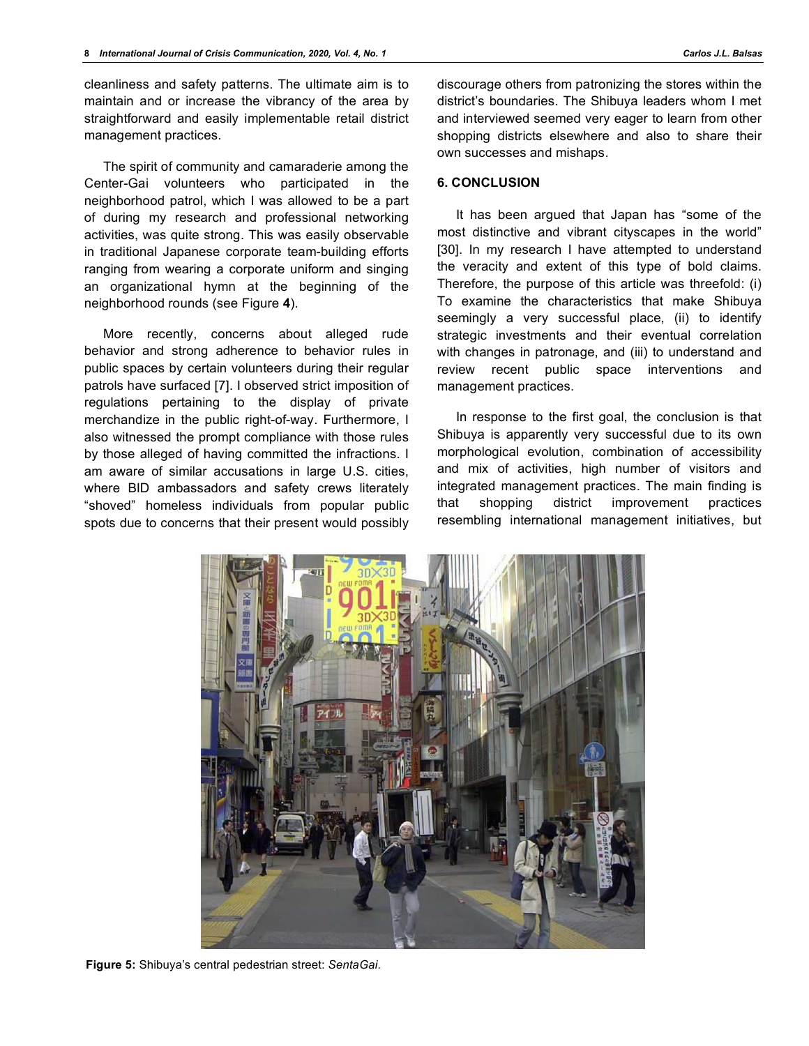cleanliness and safety patterns. The ultimate aim is to maintain and or increase the vibrancy of the area by straightforward and easily implementable retail district management practices.

The spirit of community and camaraderie among the Center-Gai volunteers who participated in the neighborhood patrol, which I was allowed to be a part of during my research and professional networking activities, was quite strong. This was easily observable in traditional Japanese corporate team-building efforts ranging from wearing a corporate uniform and singing an organizational hymn at the beginning of the neighborhood rounds (see Figure **4**).

More recently, concerns about alleged rude behavior and strong adherence to behavior rules in public spaces by certain volunteers during their regular patrols have surfaced [7]. I observed strict imposition of regulations pertaining to the display of private merchandize in the public right-of-way. Furthermore, I also witnessed the prompt compliance with those rules by those alleged of having committed the infractions. I am aware of similar accusations in large U.S. cities, where BID ambassadors and safety crews literately "shoved" homeless individuals from popular public spots due to concerns that their present would possibly discourage others from patronizing the stores within the district's boundaries. The Shibuya leaders whom I met and interviewed seemed very eager to learn from other shopping districts elsewhere and also to share their own successes and mishaps.

## 6. CONCLUSION

It has been argued that Japan has "some of the most distinctive and vibrant cityscapes in the world" [30]. In my research I have attempted to understand the veracity and extent of this type of bold claims. Therefore, the purpose of this article was threefold: (i) To examine the characteristics that make Shibuya seemingly a very successful place, (ii) to identify strategic investments and their eventual correlation with changes in patronage, and (iii) to understand and review recent public space interventions and management practices.

In response to the first goal, the conclusion is that Shibuya is apparently very successful due to its own morphological evolution, combination of accessibility and mix of activities, high number of visitors and integrated management practices. The main finding is that shopping district improvement practices resembling international management initiatives, but

**Figure 5:** Shibuya's central pedestrian street: *SentaGai*.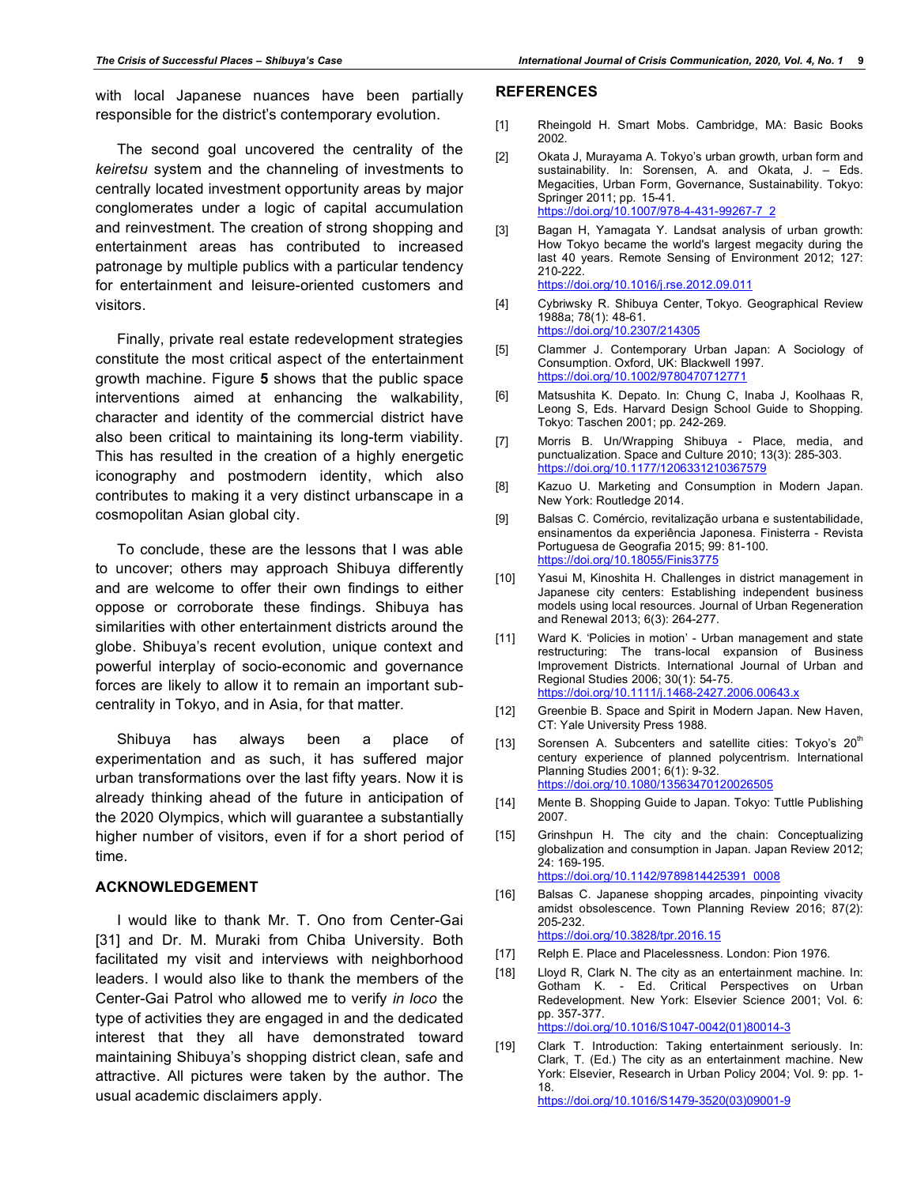with local Japanese nuances have been partially responsible for the district's contemporary evolution.

The second goal uncovered the centrality of the *keiretsu* system and the channeling of investments to centrally located investment opportunity areas by major conglomerates under a logic of capital accumulation and reinvestment. The creation of strong shopping and entertainment areas has contributed to increased patronage by multiple publics with a particular tendency for entertainment and leisure-oriented customers and visitors.

Finally, private real estate redevelopment strategies constitute the most critical aspect of the entertainment growth machine. Figure **5** shows that the public space interventions aimed at enhancing the walkability, character and identity of the commercial district have also been critical to maintaining its long-term viability. This has resulted in the creation of a highly energetic iconography and postmodern identity, which also contributes to making it a very distinct urbanscape in a cosmopolitan Asian global city.

To conclude, these are the lessons that I was able to uncover; others may approach Shibuya differently and are welcome to offer their own findings to either oppose or corroborate these findings. Shibuya has similarities with other entertainment districts around the globe. Shibuya's recent evolution, unique context and powerful interplay of socio-economic and governance forces are likely to allow it to remain an important sub-centrality in Tokyo, and in Asia, for that matter.

Shibuya has always been a place of experimentation and as such, it has suffered major urban transformations over the last fifty years. Now it is already thinking ahead of the future in anticipation of the 2020 Olympics, which will guarantee a substantially higher number of visitors, even if for a short period of time.

## ACKNOWLEDGEMENT

I would like to thank Mr. T. Ono from Center-Gai [31] and Dr. M. Muraki from Chiba University. Both facilitated my visit and interviews with neighborhood leaders. I would also like to thank the members of the Center-Gai Patrol who allowed me to verify *in loco* the type of activities they are engaged in and the dedicated interest that they all have demonstrated toward maintaining Shibuya's shopping district clean, safe and attractive. All pictures were taken by the author. The usual academic disclaimers apply.

## REFERENCES

[1] Rheingold H. Smart Mobs. Cambridge, MA: Basic Books 2002.

[2] Okata J, Murayama A. Tokyo's urban growth, urban form and sustainability. In: Sorensen, A. and Okata, J. – Eds. Megacities, Urban Form, Governance, Sustainability. Tokyo: Springer 2011; pp. 15-41. https://doi.org/10.1007/978-4-431-99267-7_2

[3] Bagan H, Yamagata Y. Landsat analysis of urban growth: How Tokyo became the world's largest megacity during the last 40 years. Remote Sensing of Environment 2012; 127: 210-222. https://doi.org/10.1016/j.rse.2012.09.011

[4] Cybriwsky R. Shibuya Center, Tokyo. Geographical Review 1988a; 78(1): 48-61. https://doi.org/10.2307/214305

[5] Clammer J. Contemporary Urban Japan: A Sociology of Consumption. Oxford, UK: Blackwell 1997. https://doi.org/10.1002/9780470712771

[6] Matsushita K. Depato. In: Chung C, Inaba J, Koolhaas R, Leong S, Eds. Harvard Design School Guide to Shopping. Tokyo: Taschen 2001; pp. 242-269.

[7] Morris B. Un/Wrapping Shibuya - Place, media, and punctualization. Space and Culture 2010; 13(3): 285-303. https://doi.org/10.1177/1206331210367579

[8] Kazuo U. Marketing and Consumption in Modern Japan. New York: Routledge 2014.

[9] Balsas C. Comércio, revitalização urbana e sustentabilidade, ensinamentos da experiência Japonesa. Finisterra - Revista Portuguesa de Geografia 2015; 99: 81-100. https://doi.org/10.18055/Finis3775

[10] Yasui M, Kinoshita H. Challenges in district management in Japanese city centers: Establishing independent business models using local resources. Journal of Urban Regeneration and Renewal 2013; 6(3): 264-277.

[11] Ward K. 'Policies in motion' - Urban management and state restructuring: The trans-local expansion of Business Improvement Districts. International Journal of Urban and Regional Studies 2006; 30(1): 54-75. https://doi.org/10.1111/j.1468-2427.2006.00643.x

[12] Greenbie B. Space and Spirit in Modern Japan. New Haven, CT: Yale University Press 1988.

[13] Sorensen A. Subcenters and satellite cities: Tokyo's 20th century experience of planned polycentrism. International Planning Studies 2001; 6(1): 9-32. https://doi.org/10.1080/13563470120026505

[14] Mente B. Shopping Guide to Japan. Tokyo: Tuttle Publishing 2007.

[15] Grinshpun H. The city and the chain: Conceptualizing globalization and consumption in Japan. Japan Review 2012; 24: 169-195. https://doi.org/10.1142/9789814425391_0008

[16] Balsas C. Japanese shopping arcades, pinpointing vivacity amidst obsolescence. Town Planning Review 2016; 87(2): 205-232. https://doi.org/10.3828/tpr.2016.15

[17] Relph E. Place and Placelessness. London: Pion 1976.

[18] Lloyd R, Clark N. The city as an entertainment machine. In: Gotham K. - Ed. Critical Perspectives on Urban Redevelopment. New York: Elsevier Science 2001; Vol. 6: pp. 357-377. https://doi.org/10.1016/S1047-0042(01)80014-3

[19] Clark T. Introduction: Taking entertainment seriously. In: Clark, T. (Ed.) The city as an entertainment machine. New York: Elsevier, Research in Urban Policy 2004; Vol. 9: pp. 1-18. https://doi.org/10.1016/S1479-3520(03)09001-9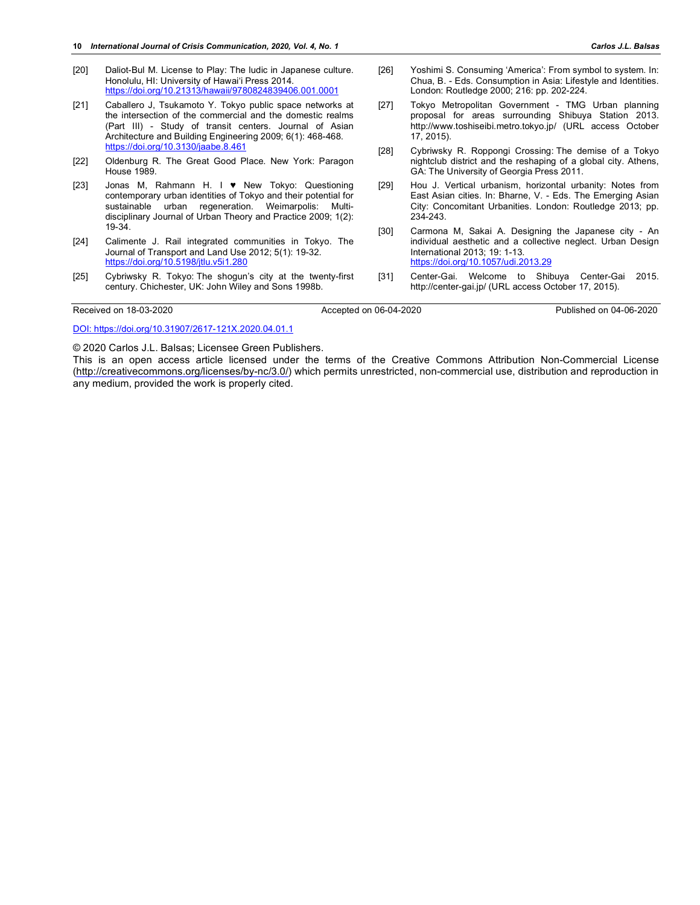[20] Daliot-Bul M. License to Play: The ludic in Japanese culture. Honolulu, HI: University of Hawai'i Press 2014. https://doi.org/10.21313/hawaii/9780824839406.001.0001

[21] Caballero J, Tsukamoto Y. Tokyo public space networks at the intersection of the commercial and the domestic realms (Part III) - Study of transit centers. Journal of Asian Architecture and Building Engineering 2009; 6(1): 468-468. https://doi.org/10.3130/jaabe.8.461

[22] Oldenburg R. The Great Good Place. New York: Paragon House 1989.

[23] Jonas M, Rahmann H. I ♥ New Tokyo: Questioning contemporary urban identities of Tokyo and their potential for sustainable urban regeneration. Weimarpolis: Multi-disciplinary Journal of Urban Theory and Practice 2009; 1(2): 19-34.

[24] Calimente J. Rail integrated communities in Tokyo. The Journal of Transport and Land Use 2012; 5(1): 19-32. https://doi.org/10.5198/jtlu.v5i1.280

[25] Cybriwsky R. Tokyo: The shogun's city at the twenty-first century. Chichester, UK: John Wiley and Sons 1998b.

[26] Yoshimi S. Consuming 'America': From symbol to system. In: Chua, B. - Eds. Consumption in Asia: Lifestyle and Identities. London: Routledge 2000; 216: pp. 202-224.

[27] Tokyo Metropolitan Government - TMG Urban planning proposal for areas surrounding Shibuya Station 2013. http://www.toshiseibi.metro.tokyo.jp/ (URL access October 17, 2015).

[28] Cybriwsky R. Roppongi Crossing: The demise of a Tokyo nightclub district and the reshaping of a global city. Athens, GA: The University of Georgia Press 2011.

[29] Hou J. Vertical urbanism, horizontal urbanity: Notes from East Asian cities. In: Bharne, V. - Eds. The Emerging Asian City: Concomitant Urbanities. London: Routledge 2013; pp. 234-243.

[30] Carmona M, Sakai A. Designing the Japanese city - An individual aesthetic and a collective neglect. Urban Design International 2013; 19: 1-13. https://doi.org/10.1057/udi.2013.29

[31] Center-Gai. Welcome to Shibuya Center-Gai 2015. http://center-gai.jp/ (URL access October 17, 2015).

Received on 18-03-2020 Accepted on 06-04-2020 Published on 04-06-2020

DOI: https://doi.org/10.31907/2617-121X.2020.04.01.1

© 2020 Carlos J.L. Balsas; Licensee Green Publishers.

This is an open access article licensed under the terms of the Creative Commons Attribution Non-Commercial License (http://creativecommons.org/licenses/by-nc/3.0/) which permits unrestricted, non-commercial use, distribution and reproduction in any medium, provided the work is properly cited.